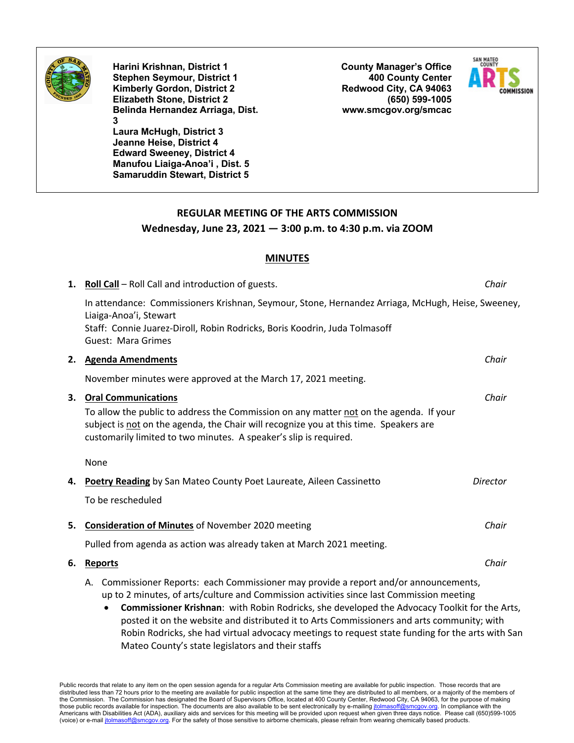**Harini Krishnan, District 1**
**Stephen Seymour, District 1**
**Kimberly Gordon, District 2**
**Elizabeth Stone, District 2**
**Belinda Hernandez Arriaga, Dist. 3**
**Laura McHugh, District 3**
**Jeanne Heise, District 4**
**Edward Sweeney, District 4**
**Manufou Liaiga-Anoa'i , Dist. 5**
**Samaruddin Stewart, District 5**

**County Manager's Office**
**400 County Center**
**Redwood City, CA 94063**
**(650) 599-1005**
**www.smcgov.org/smcac**

## REGULAR MEETING OF THE ARTS COMMISSION

### Wednesday, June 23, 2021 — 3:00 p.m. to 4:30 p.m. via ZOOM

## MINUTES

**1. Roll Call** – Roll Call and introduction of guests. *Chair*

In attendance: Commissioners Krishnan, Seymour, Stone, Hernandez Arriaga, McHugh, Heise, Sweeney, Liaiga-Anoa'i, Stewart
Staff: Connie Juarez-Diroll, Robin Rodricks, Boris Koodrin, Juda Tolmasoff
Guest: Mara Grimes

**2. Agenda Amendments** *Chair*

November minutes were approved at the March 17, 2021 meeting.

**3. Oral Communications** *Chair*

To allow the public to address the Commission on any matter not on the agenda. If your subject is not on the agenda, the Chair will recognize you at this time. Speakers are customarily limited to two minutes. A speaker's slip is required.

None

**4. Poetry Reading** by San Mateo County Poet Laureate, Aileen Cassinetto *Director*

To be rescheduled

**5. Consideration of Minutes** of November 2020 meeting *Chair*

Pulled from agenda as action was already taken at March 2021 meeting.

**6. Reports** *Chair*

A. Commissioner Reports: each Commissioner may provide a report and/or announcements, up to 2 minutes, of arts/culture and Commission activities since last Commission meeting

- **Commissioner Krishnan**: with Robin Rodricks, she developed the Advocacy Toolkit for the Arts, posted it on the website and distributed it to Arts Commissioners and arts community; with Robin Rodricks, she had virtual advocacy meetings to request state funding for the arts with San Mateo County's state legislators and their staffs

Public records that relate to any item on the open session agenda for a regular Arts Commission meeting are available for public inspection. Those records that are distributed less than 72 hours prior to the meeting are available for public inspection at the same time they are distributed to all members, or a majority of the members of the Commission. The Commission has designated the Board of Supervisors Office, located at 400 County Center, Redwood City, CA 94063, for the purpose of making those public records available for inspection. The documents are also available to be sent electronically by e-mailing jtolmasoff@smcgov.org. In compliance with the Americans with Disabilities Act (ADA), auxiliary aids and services for this meeting will be provided upon request when given three days notice. Please call (650)599-1005 (voice) or e-mail jtolmasoff@smcgov.org. For the safety of those sensitive to airborne chemicals, please refrain from wearing chemically based products.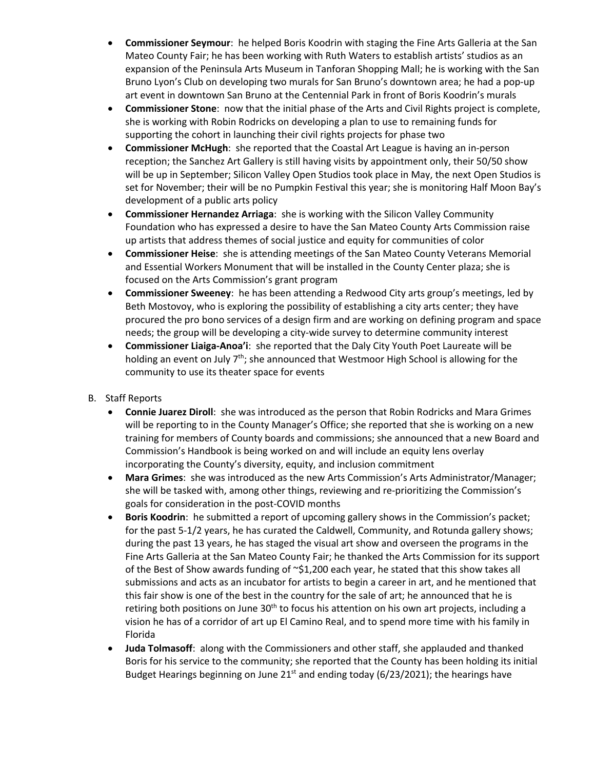- **Commissioner Seymour**: he helped Boris Koodrin with staging the Fine Arts Galleria at the San Mateo County Fair; he has been working with Ruth Waters to establish artists' studios as an expansion of the Peninsula Arts Museum in Tanforan Shopping Mall; he is working with the San Bruno Lyon's Club on developing two murals for San Bruno's downtown area; he had a pop-up art event in downtown San Bruno at the Centennial Park in front of Boris Koodrin's murals
- **Commissioner Stone**: now that the initial phase of the Arts and Civil Rights project is complete, she is working with Robin Rodricks on developing a plan to use to remaining funds for supporting the cohort in launching their civil rights projects for phase two
- **Commissioner McHugh**: she reported that the Coastal Art League is having an in-person reception; the Sanchez Art Gallery is still having visits by appointment only, their 50/50 show will be up in September; Silicon Valley Open Studios took place in May, the next Open Studios is set for November; their will be no Pumpkin Festival this year; she is monitoring Half Moon Bay's development of a public arts policy
- **Commissioner Hernandez Arriaga**: she is working with the Silicon Valley Community Foundation who has expressed a desire to have the San Mateo County Arts Commission raise up artists that address themes of social justice and equity for communities of color
- **Commissioner Heise**: she is attending meetings of the San Mateo County Veterans Memorial and Essential Workers Monument that will be installed in the County Center plaza; she is focused on the Arts Commission's grant program
- **Commissioner Sweeney**: he has been attending a Redwood City arts group's meetings, led by Beth Mostovoy, who is exploring the possibility of establishing a city arts center; they have procured the pro bono services of a design firm and are working on defining program and space needs; the group will be developing a city-wide survey to determine community interest
- **Commissioner Liaiga-Anoa'i**: she reported that the Daly City Youth Poet Laureate will be holding an event on July 7th; she announced that Westmoor High School is allowing for the community to use its theater space for events

B. Staff Reports

- **Connie Juarez Diroll**: she was introduced as the person that Robin Rodricks and Mara Grimes will be reporting to in the County Manager's Office; she reported that she is working on a new training for members of County boards and commissions; she announced that a new Board and Commission's Handbook is being worked on and will include an equity lens overlay incorporating the County's diversity, equity, and inclusion commitment
- **Mara Grimes**: she was introduced as the new Arts Commission's Arts Administrator/Manager; she will be tasked with, among other things, reviewing and re-prioritizing the Commission's goals for consideration in the post-COVID months
- **Boris Koodrin**: he submitted a report of upcoming gallery shows in the Commission's packet; for the past 5-1/2 years, he has curated the Caldwell, Community, and Rotunda gallery shows; during the past 13 years, he has staged the visual art show and overseen the programs in the Fine Arts Galleria at the San Mateo County Fair; he thanked the Arts Commission for its support of the Best of Show awards funding of ~$1,200 each year, he stated that this show takes all submissions and acts as an incubator for artists to begin a career in art, and he mentioned that this fair show is one of the best in the country for the sale of art; he announced that he is retiring both positions on June 30th to focus his attention on his own art projects, including a vision he has of a corridor of art up El Camino Real, and to spend more time with his family in Florida
- **Juda Tolmasoff**: along with the Commissioners and other staff, she applauded and thanked Boris for his service to the community; she reported that the County has been holding its initial Budget Hearings beginning on June 21st and ending today (6/23/2021); the hearings have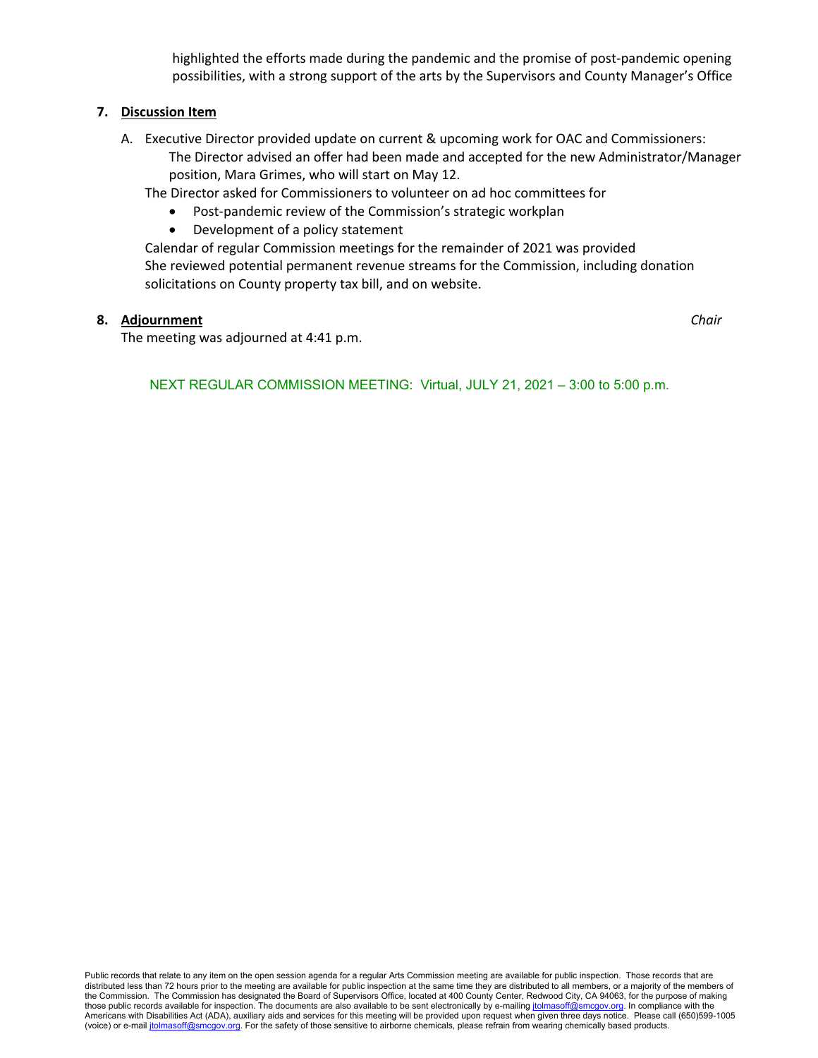highlighted the efforts made during the pandemic and the promise of post-pandemic opening possibilities, with a strong support of the arts by the Supervisors and County Manager's Office

**7. Discussion Item**

A. Executive Director provided update on current & upcoming work for OAC and Commissioners:
   The Director advised an offer had been made and accepted for the new Administrator/Manager position, Mara Grimes, who will start on May 12.

   The Director asked for Commissioners to volunteer on ad hoc committees for

   - Post-pandemic review of the Commission's strategic workplan
   - Development of a policy statement

   Calendar of regular Commission meetings for the remainder of 2021 was provided

   She reviewed potential permanent revenue streams for the Commission, including donation solicitations on County property tax bill, and on website.

**8. Adjournment** *Chair*

The meeting was adjourned at 4:41 p.m.

NEXT REGULAR COMMISSION MEETING: Virtual, JULY 21, 2021 – 3:00 to 5:00 p.m.

Public records that relate to any item on the open session agenda for a regular Arts Commission meeting are available for public inspection. Those records that are distributed less than 72 hours prior to the meeting are available for public inspection at the same time they are distributed to all members, or a majority of the members of the Commission. The Commission has designated the Board of Supervisors Office, located at 400 County Center, Redwood City, CA 94063, for the purpose of making those public records available for inspection. The documents are also available to be sent electronically by e-mailing jtolmasoff@smcgov.org. In compliance with the Americans with Disabilities Act (ADA), auxiliary aids and services for this meeting will be provided upon request when given three days notice. Please call (650)599-1005 (voice) or e-mail jtolmasoff@smcgov.org. For the safety of those sensitive to airborne chemicals, please refrain from wearing chemically based products.